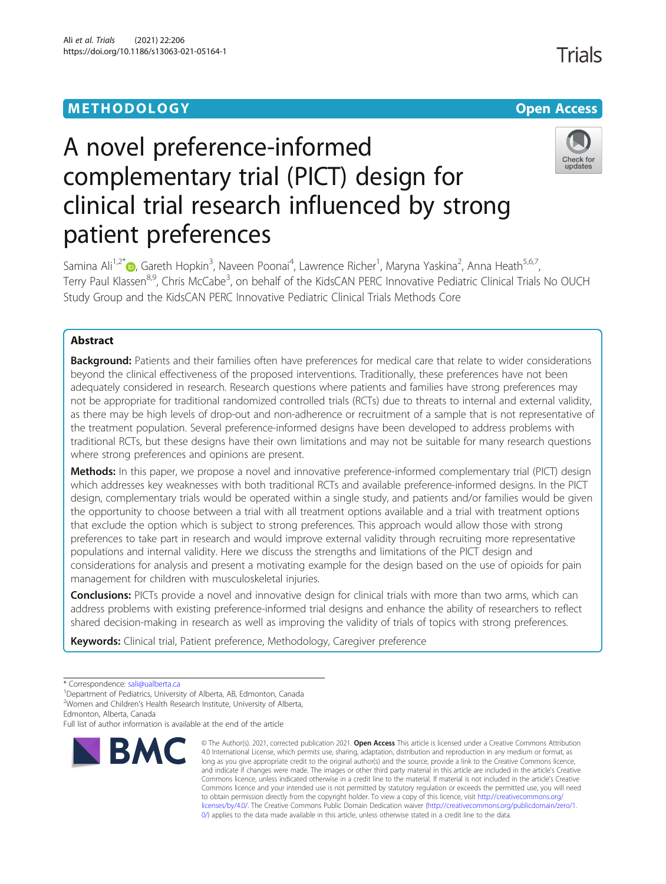# METHODOLOGY

# A novel preference-informed complementary trial (PICT) design for clinical trial research influenced by strong patient preferences

Samina Ali[1,2*], Gareth Hopkin[3], Naveen Poonai[4], Lawrence Richer[1], Maryna Yaskina[2], Anna Heath[5,6,7], Terry Paul Klassen[8,9], Chris McCabe[3], on behalf of the KidsCAN PERC Innovative Pediatric Clinical Trials No OUCH Study Group and the KidsCAN PERC Innovative Pediatric Clinical Trials Methods Core

## Abstract

**Background:** Patients and their families often have preferences for medical care that relate to wider considerations beyond the clinical effectiveness of the proposed interventions. Traditionally, these preferences have not been adequately considered in research. Research questions where patients and families have strong preferences may not be appropriate for traditional randomized controlled trials (RCTs) due to threats to internal and external validity, as there may be high levels of drop-out and non-adherence or recruitment of a sample that is not representative of the treatment population. Several preference-informed designs have been developed to address problems with traditional RCTs, but these designs have their own limitations and may not be suitable for many research questions where strong preferences and opinions are present.

**Methods:** In this paper, we propose a novel and innovative preference-informed complementary trial (PICT) design which addresses key weaknesses with both traditional RCTs and available preference-informed designs. In the PICT design, complementary trials would be operated within a single study, and patients and/or families would be given the opportunity to choose between a trial with all treatment options available and a trial with treatment options that exclude the option which is subject to strong preferences. This approach would allow those with strong preferences to take part in research and would improve external validity through recruiting more representative populations and internal validity. Here we discuss the strengths and limitations of the PICT design and considerations for analysis and present a motivating example for the design based on the use of opioids for pain management for children with musculoskeletal injuries.

**Conclusions:** PICTs provide a novel and innovative design for clinical trials with more than two arms, which can address problems with existing preference-informed trial designs and enhance the ability of researchers to reflect shared decision-making in research as well as improving the validity of trials of topics with strong preferences.

**Keywords:** Clinical trial, Patient preference, Methodology, Caregiver preference

---

\* Correspondence: sali@ualberta.ca

[1]Department of Pediatrics, University of Alberta, AB, Edmonton, Canada

[2]Women and Children's Health Research Institute, University of Alberta, Edmonton, Alberta, Canada

Full list of author information is available at the end of the article

© The Author(s). 2021, corrected publication 2021. **Open Access** This article is licensed under a Creative Commons Attribution 4.0 International License, which permits use, sharing, adaptation, distribution and reproduction in any medium or format, as long as you give appropriate credit to the original author(s) and the source, provide a link to the Creative Commons licence, and indicate if changes were made. The images or other third party material in this article are included in the article's Creative Commons licence, unless indicated otherwise in a credit line to the material. If material is not included in the article's Creative Commons licence and your intended use is not permitted by statutory regulation or exceeds the permitted use, you will need to obtain permission directly from the copyright holder. To view a copy of this licence, visit http://creativecommons.org/licenses/by/4.0/. The Creative Commons Public Domain Dedication waiver (http://creativecommons.org/publicdomain/zero/1.0/) applies to the data made available in this article, unless otherwise stated in a credit line to the data.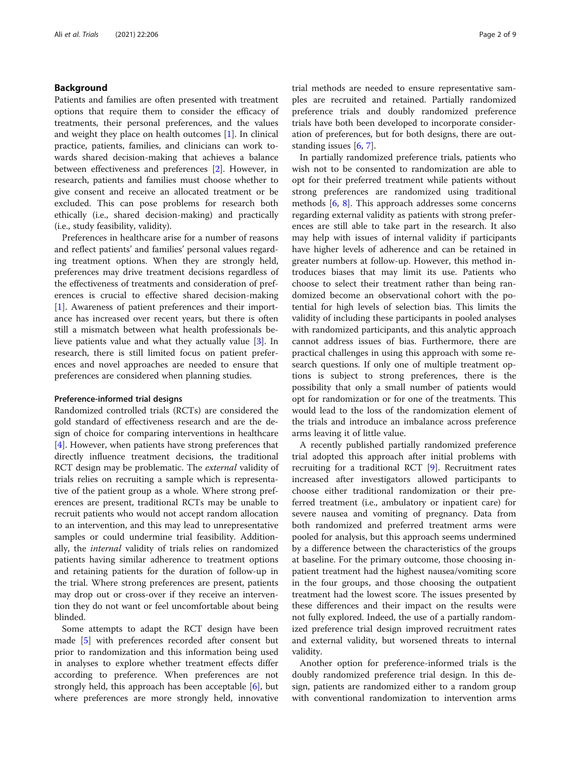## Background

Patients and families are often presented with treatment options that require them to consider the efficacy of treatments, their personal preferences, and the values and weight they place on health outcomes [1]. In clinical practice, patients, families, and clinicians can work towards shared decision-making that achieves a balance between effectiveness and preferences [2]. However, in research, patients and families must choose whether to give consent and receive an allocated treatment or be excluded. This can pose problems for research both ethically (i.e., shared decision-making) and practically (i.e., study feasibility, validity).

Preferences in healthcare arise for a number of reasons and reflect patients' and families' personal values regarding treatment options. When they are strongly held, preferences may drive treatment decisions regardless of the effectiveness of treatments and consideration of preferences is crucial to effective shared decision-making [1]. Awareness of patient preferences and their importance has increased over recent years, but there is often still a mismatch between what health professionals believe patients value and what they actually value [3]. In research, there is still limited focus on patient preferences and novel approaches are needed to ensure that preferences are considered when planning studies.

### Preference-informed trial designs

Randomized controlled trials (RCTs) are considered the gold standard of effectiveness research and are the design of choice for comparing interventions in healthcare [4]. However, when patients have strong preferences that directly influence treatment decisions, the traditional RCT design may be problematic. The *external* validity of trials relies on recruiting a sample which is representative of the patient group as a whole. Where strong preferences are present, traditional RCTs may be unable to recruit patients who would not accept random allocation to an intervention, and this may lead to unrepresentative samples or could undermine trial feasibility. Additionally, the *internal* validity of trials relies on randomized patients having similar adherence to treatment options and retaining patients for the duration of follow-up in the trial. Where strong preferences are present, patients may drop out or cross-over if they receive an intervention they do not want or feel uncomfortable about being blinded.

Some attempts to adapt the RCT design have been made [5] with preferences recorded after consent but prior to randomization and this information being used in analyses to explore whether treatment effects differ according to preference. When preferences are not strongly held, this approach has been acceptable [6], but where preferences are more strongly held, innovative trial methods are needed to ensure representative samples are recruited and retained. Partially randomized preference trials and doubly randomized preference trials have both been developed to incorporate consideration of preferences, but for both designs, there are outstanding issues [6, 7].

In partially randomized preference trials, patients who wish not to be consented to randomization are able to opt for their preferred treatment while patients without strong preferences are randomized using traditional methods [6, 8]. This approach addresses some concerns regarding external validity as patients with strong preferences are still able to take part in the research. It also may help with issues of internal validity if participants have higher levels of adherence and can be retained in greater numbers at follow-up. However, this method introduces biases that may limit its use. Patients who choose to select their treatment rather than being randomized become an observational cohort with the potential for high levels of selection bias. This limits the validity of including these participants in pooled analyses with randomized participants, and this analytic approach cannot address issues of bias. Furthermore, there are practical challenges in using this approach with some research questions. If only one of multiple treatment options is subject to strong preferences, there is the possibility that only a small number of patients would opt for randomization or for one of the treatments. This would lead to the loss of the randomization element of the trials and introduce an imbalance across preference arms leaving it of little value.

A recently published partially randomized preference trial adopted this approach after initial problems with recruiting for a traditional RCT [9]. Recruitment rates increased after investigators allowed participants to choose either traditional randomization or their preferred treatment (i.e., ambulatory or inpatient care) for severe nausea and vomiting of pregnancy. Data from both randomized and preferred treatment arms were pooled for analysis, but this approach seems undermined by a difference between the characteristics of the groups at baseline. For the primary outcome, those choosing inpatient treatment had the highest nausea/vomiting score in the four groups, and those choosing the outpatient treatment had the lowest score. The issues presented by these differences and their impact on the results were not fully explored. Indeed, the use of a partially randomized preference trial design improved recruitment rates and external validity, but worsened threats to internal validity.

Another option for preference-informed trials is the doubly randomized preference trial design. In this design, patients are randomized either to a random group with conventional randomization to intervention arms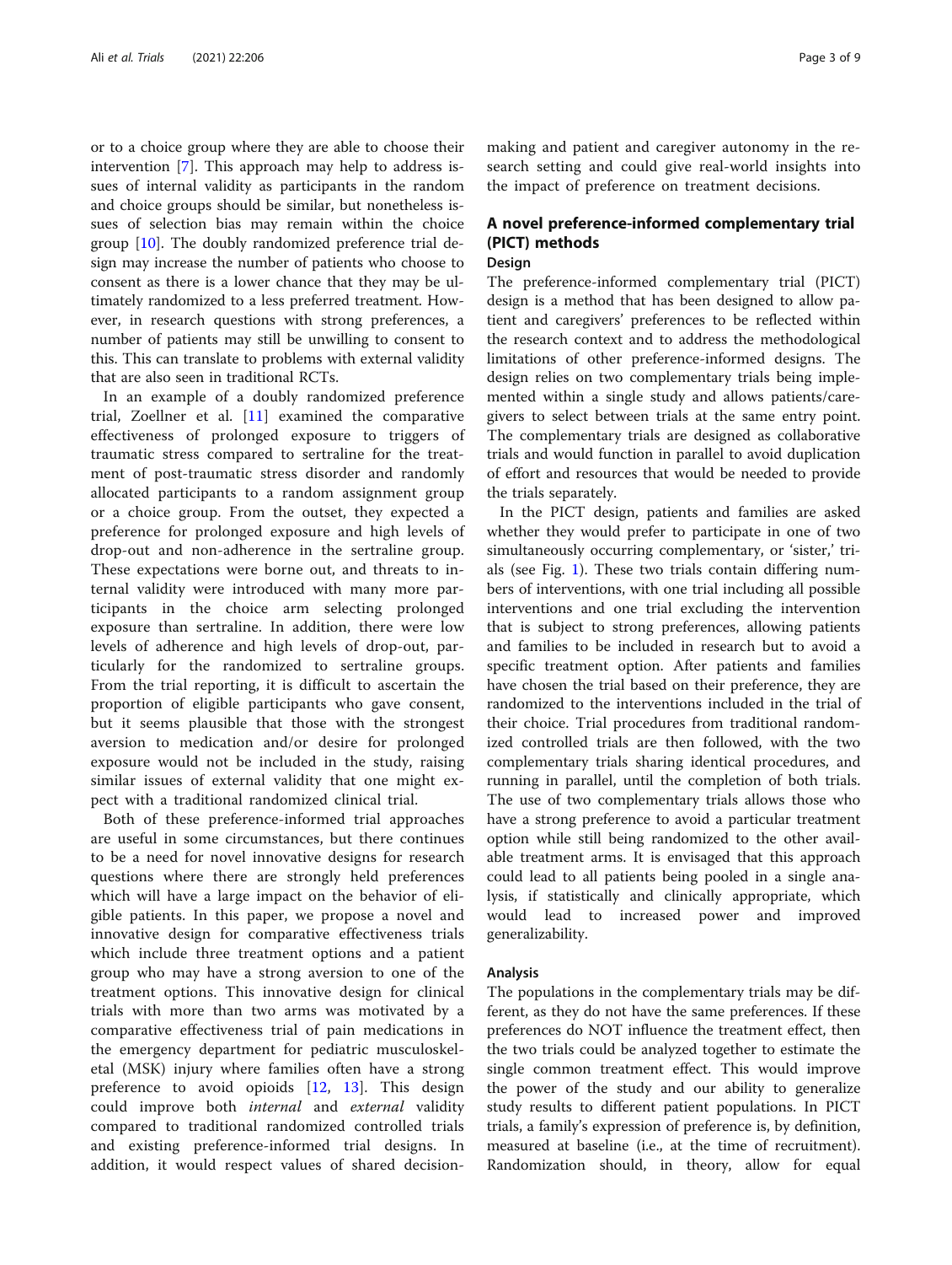or to a choice group where they are able to choose their intervention [7]. This approach may help to address issues of internal validity as participants in the random and choice groups should be similar, but nonetheless issues of selection bias may remain within the choice group [10]. The doubly randomized preference trial design may increase the number of patients who choose to consent as there is a lower chance that they may be ultimately randomized to a less preferred treatment. However, in research questions with strong preferences, a number of patients may still be unwilling to consent to this. This can translate to problems with external validity that are also seen in traditional RCTs.

In an example of a doubly randomized preference trial, Zoellner et al. [11] examined the comparative effectiveness of prolonged exposure to triggers of traumatic stress compared to sertraline for the treatment of post-traumatic stress disorder and randomly allocated participants to a random assignment group or a choice group. From the outset, they expected a preference for prolonged exposure and high levels of drop-out and non-adherence in the sertraline group. These expectations were borne out, and threats to internal validity were introduced with many more participants in the choice arm selecting prolonged exposure than sertraline. In addition, there were low levels of adherence and high levels of drop-out, particularly for the randomized to sertraline groups. From the trial reporting, it is difficult to ascertain the proportion of eligible participants who gave consent, but it seems plausible that those with the strongest aversion to medication and/or desire for prolonged exposure would not be included in the study, raising similar issues of external validity that one might expect with a traditional randomized clinical trial.

Both of these preference-informed trial approaches are useful in some circumstances, but there continues to be a need for novel innovative designs for research questions where there are strongly held preferences which will have a large impact on the behavior of eligible patients. In this paper, we propose a novel and innovative design for comparative effectiveness trials which include three treatment options and a patient group who may have a strong aversion to one of the treatment options. This innovative design for clinical trials with more than two arms was motivated by a comparative effectiveness trial of pain medications in the emergency department for pediatric musculoskeletal (MSK) injury where families often have a strong preference to avoid opioids [12, 13]. This design could improve both *internal* and *external* validity compared to traditional randomized controlled trials and existing preference-informed trial designs. In addition, it would respect values of shared decision-making and patient and caregiver autonomy in the research setting and could give real-world insights into the impact of preference on treatment decisions.

## A novel preference-informed complementary trial (PICT) methods

### Design

The preference-informed complementary trial (PICT) design is a method that has been designed to allow patient and caregivers' preferences to be reflected within the research context and to address the methodological limitations of other preference-informed designs. The design relies on two complementary trials being implemented within a single study and allows patients/caregivers to select between trials at the same entry point. The complementary trials are designed as collaborative trials and would function in parallel to avoid duplication of effort and resources that would be needed to provide the trials separately.

In the PICT design, patients and families are asked whether they would prefer to participate in one of two simultaneously occurring complementary, or 'sister,' trials (see Fig. 1). These two trials contain differing numbers of interventions, with one trial including all possible interventions and one trial excluding the intervention that is subject to strong preferences, allowing patients and families to be included in research but to avoid a specific treatment option. After patients and families have chosen the trial based on their preference, they are randomized to the interventions included in the trial of their choice. Trial procedures from traditional randomized controlled trials are then followed, with the two complementary trials sharing identical procedures, and running in parallel, until the completion of both trials. The use of two complementary trials allows those who have a strong preference to avoid a particular treatment option while still being randomized to the other available treatment arms. It is envisaged that this approach could lead to all patients being pooled in a single analysis, if statistically and clinically appropriate, which would lead to increased power and improved generalizability.

### Analysis

The populations in the complementary trials may be different, as they do not have the same preferences. If these preferences do NOT influence the treatment effect, then the two trials could be analyzed together to estimate the single common treatment effect. This would improve the power of the study and our ability to generalize study results to different patient populations. In PICT trials, a family's expression of preference is, by definition, measured at baseline (i.e., at the time of recruitment). Randomization should, in theory, allow for equal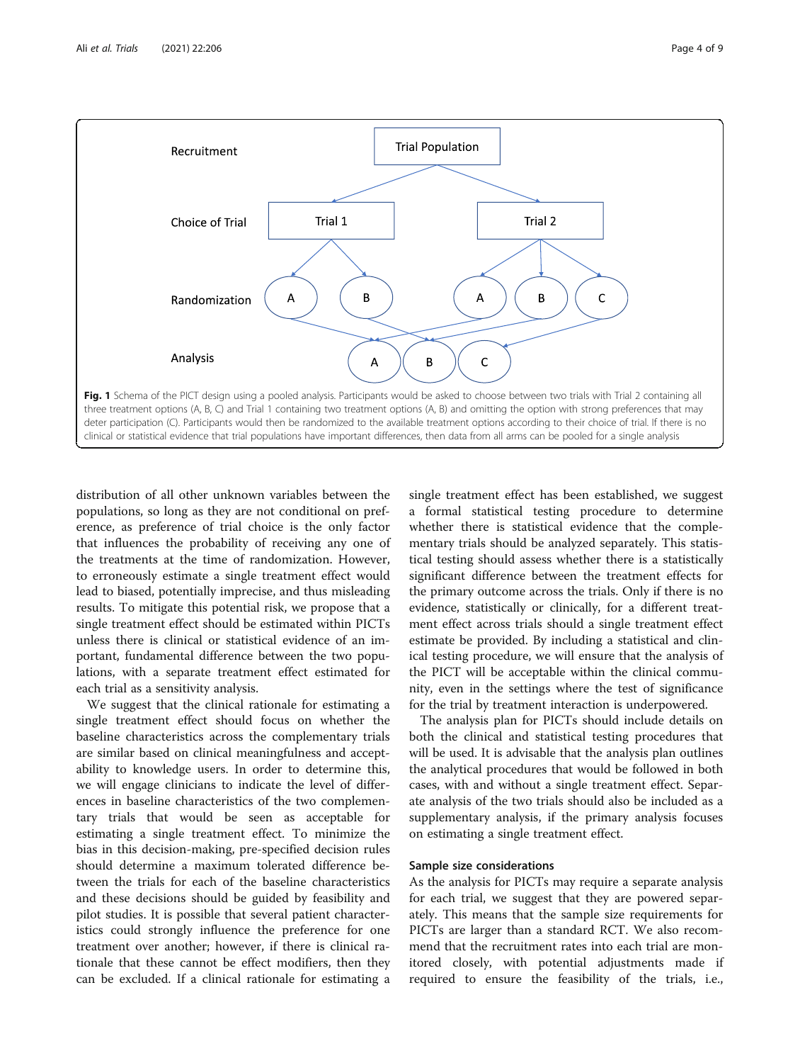Recruitment — Trial Population

Choice of Trial — Trial 1 | Trial 2

Randomization — A, B | A, B, C

Analysis — A, B, C

**Fig. 1** Schema of the PICT design using a pooled analysis. Participants would be asked to choose between two trials with Trial 2 containing all three treatment options (A, B, C) and Trial 1 containing two treatment options (A, B) and omitting the option with strong preferences that may deter participation (C). Participants would then be randomized to the available treatment options according to their choice of trial. If there is no clinical or statistical evidence that trial populations have important differences, then data from all arms can be pooled for a single analysis

distribution of all other unknown variables between the populations, so long as they are not conditional on preference, as preference of trial choice is the only factor that influences the probability of receiving any one of the treatments at the time of randomization. However, to erroneously estimate a single treatment effect would lead to biased, potentially imprecise, and thus misleading results. To mitigate this potential risk, we propose that a single treatment effect should be estimated within PICTs unless there is clinical or statistical evidence of an important, fundamental difference between the two populations, with a separate treatment effect estimated for each trial as a sensitivity analysis.

We suggest that the clinical rationale for estimating a single treatment effect should focus on whether the baseline characteristics across the complementary trials are similar based on clinical meaningfulness and acceptability to knowledge users. In order to determine this, we will engage clinicians to indicate the level of differences in baseline characteristics of the two complementary trials that would be seen as acceptable for estimating a single treatment effect. To minimize the bias in this decision-making, pre-specified decision rules should determine a maximum tolerated difference between the trials for each of the baseline characteristics and these decisions should be guided by feasibility and pilot studies. It is possible that several patient characteristics could strongly influence the preference for one treatment over another; however, if there is clinical rationale that these cannot be effect modifiers, then they can be excluded. If a clinical rationale for estimating a single treatment effect has been established, we suggest a formal statistical testing procedure to determine whether there is statistical evidence that the complementary trials should be analyzed separately. This statistical testing should assess whether there is a statistically significant difference between the treatment effects for the primary outcome across the trials. Only if there is no evidence, statistically or clinically, for a different treatment effect across trials should a single treatment effect estimate be provided. By including a statistical and clinical testing procedure, we will ensure that the analysis of the PICT will be acceptable within the clinical community, even in the settings where the test of significance for the trial by treatment interaction is underpowered.

The analysis plan for PICTs should include details on both the clinical and statistical testing procedures that will be used. It is advisable that the analysis plan outlines the analytical procedures that would be followed in both cases, with and without a single treatment effect. Separate analysis of the two trials should also be included as a supplementary analysis, if the primary analysis focuses on estimating a single treatment effect.

### Sample size considerations

As the analysis for PICTs may require a separate analysis for each trial, we suggest that they are powered separately. This means that the sample size requirements for PICTs are larger than a standard RCT. We also recommend that the recruitment rates into each trial are monitored closely, with potential adjustments made if required to ensure the feasibility of the trials, i.e.,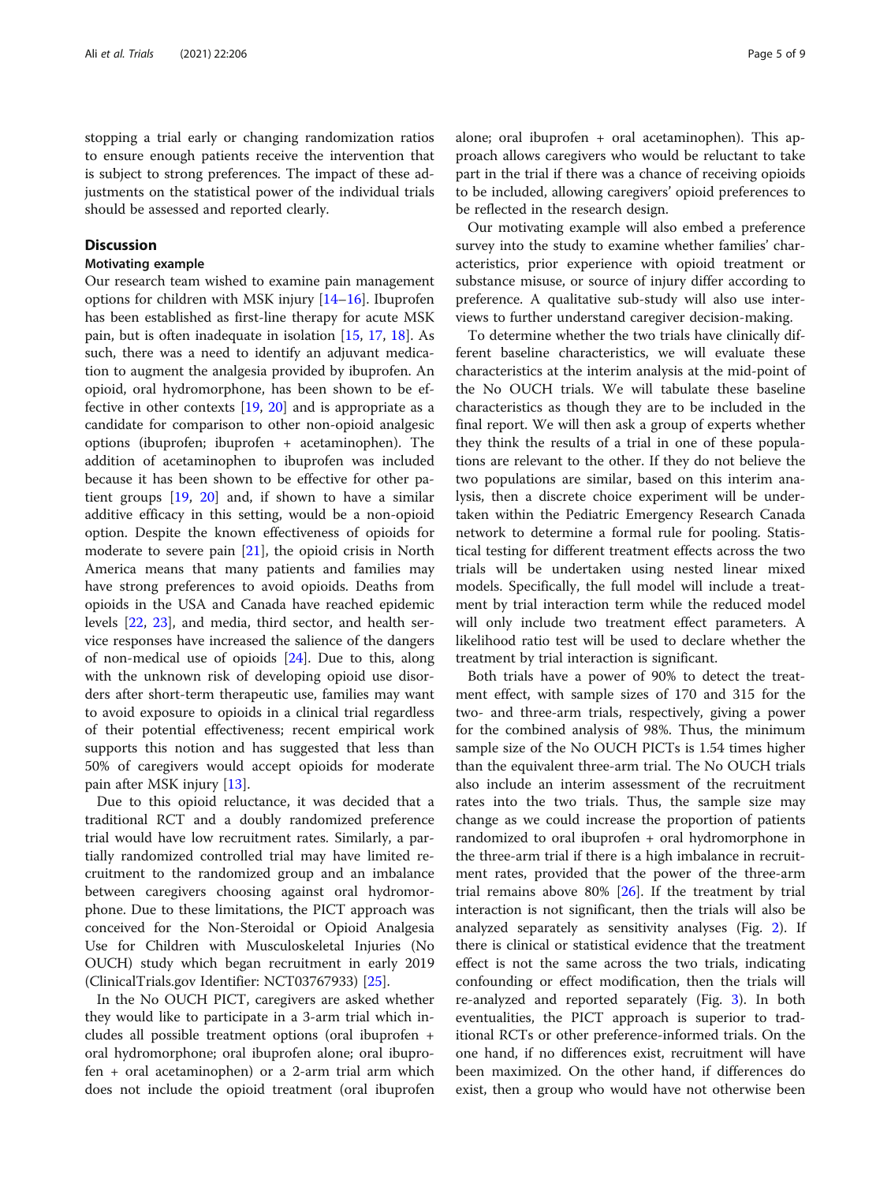stopping a trial early or changing randomization ratios to ensure enough patients receive the intervention that is subject to strong preferences. The impact of these adjustments on the statistical power of the individual trials should be assessed and reported clearly.

## Discussion

### Motivating example

Our research team wished to examine pain management options for children with MSK injury [14–16]. Ibuprofen has been established as first-line therapy for acute MSK pain, but is often inadequate in isolation [15, 17, 18]. As such, there was a need to identify an adjuvant medication to augment the analgesia provided by ibuprofen. An opioid, oral hydromorphone, has been shown to be effective in other contexts [19, 20] and is appropriate as a candidate for comparison to other non-opioid analgesic options (ibuprofen; ibuprofen + acetaminophen). The addition of acetaminophen to ibuprofen was included because it has been shown to be effective for other patient groups [19, 20] and, if shown to have a similar additive efficacy in this setting, would be a non-opioid option. Despite the known effectiveness of opioids for moderate to severe pain [21], the opioid crisis in North America means that many patients and families may have strong preferences to avoid opioids. Deaths from opioids in the USA and Canada have reached epidemic levels [22, 23], and media, third sector, and health service responses have increased the salience of the dangers of non-medical use of opioids [24]. Due to this, along with the unknown risk of developing opioid use disorders after short-term therapeutic use, families may want to avoid exposure to opioids in a clinical trial regardless of their potential effectiveness; recent empirical work supports this notion and has suggested that less than 50% of caregivers would accept opioids for moderate pain after MSK injury [13].

Due to this opioid reluctance, it was decided that a traditional RCT and a doubly randomized preference trial would have low recruitment rates. Similarly, a partially randomized controlled trial may have limited recruitment to the randomized group and an imbalance between caregivers choosing against oral hydromorphone. Due to these limitations, the PICT approach was conceived for the Non-Steroidal or Opioid Analgesia Use for Children with Musculoskeletal Injuries (No OUCH) study which began recruitment in early 2019 (ClinicalTrials.gov Identifier: NCT03767933) [25].

In the No OUCH PICT, caregivers are asked whether they would like to participate in a 3-arm trial which includes all possible treatment options (oral ibuprofen + oral hydromorphone; oral ibuprofen alone; oral ibuprofen + oral acetaminophen) or a 2-arm trial arm which does not include the opioid treatment (oral ibuprofen alone; oral ibuprofen + oral acetaminophen). This approach allows caregivers who would be reluctant to take part in the trial if there was a chance of receiving opioids to be included, allowing caregivers' opioid preferences to be reflected in the research design.

Our motivating example will also embed a preference survey into the study to examine whether families' characteristics, prior experience with opioid treatment or substance misuse, or source of injury differ according to preference. A qualitative sub-study will also use interviews to further understand caregiver decision-making.

To determine whether the two trials have clinically different baseline characteristics, we will evaluate these characteristics at the interim analysis at the mid-point of the No OUCH trials. We will tabulate these baseline characteristics as though they are to be included in the final report. We will then ask a group of experts whether they think the results of a trial in one of these populations are relevant to the other. If they do not believe the two populations are similar, based on this interim analysis, then a discrete choice experiment will be undertaken within the Pediatric Emergency Research Canada network to determine a formal rule for pooling. Statistical testing for different treatment effects across the two trials will be undertaken using nested linear mixed models. Specifically, the full model will include a treatment by trial interaction term while the reduced model will only include two treatment effect parameters. A likelihood ratio test will be used to declare whether the treatment by trial interaction is significant.

Both trials have a power of 90% to detect the treatment effect, with sample sizes of 170 and 315 for the two- and three-arm trials, respectively, giving a power for the combined analysis of 98%. Thus, the minimum sample size of the No OUCH PICTs is 1.54 times higher than the equivalent three-arm trial. The No OUCH trials also include an interim assessment of the recruitment rates into the two trials. Thus, the sample size may change as we could increase the proportion of patients randomized to oral ibuprofen + oral hydromorphone in the three-arm trial if there is a high imbalance in recruitment rates, provided that the power of the three-arm trial remains above 80% [26]. If the treatment by trial interaction is not significant, then the trials will also be analyzed separately as sensitivity analyses (Fig. 2). If there is clinical or statistical evidence that the treatment effect is not the same across the two trials, indicating confounding or effect modification, then the trials will re-analyzed and reported separately (Fig. 3). In both eventualities, the PICT approach is superior to traditional RCTs or other preference-informed trials. On the one hand, if no differences exist, recruitment will have been maximized. On the other hand, if differences do exist, then a group who would have not otherwise been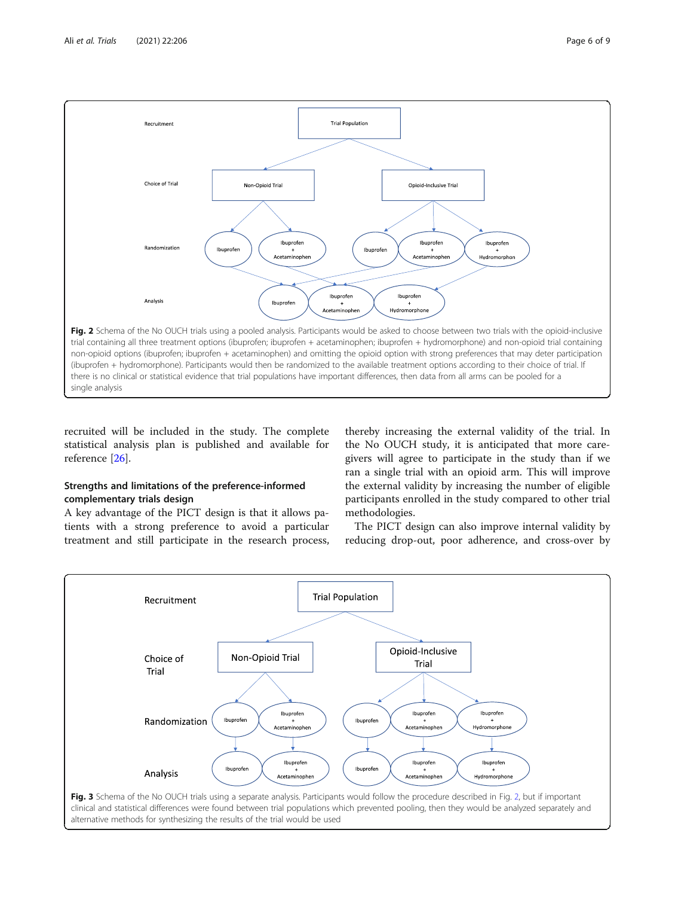Fig. 2 Schema of the No OUCH trials using a pooled analysis. Participants would be asked to choose between two trials with the opioid-inclusive trial containing all three treatment options (ibuprofen; ibuprofen + acetaminophen; ibuprofen + hydromorphone) and non-opioid trial containing non-opioid options (ibuprofen; ibuprofen + acetaminophen) and omitting the opioid option with strong preferences that may deter participation (ibuprofen + hydromorphone). Participants would then be randomized to the available treatment options according to their choice of trial. If there is no clinical or statistical evidence that trial populations have important differences, then data from all arms can be pooled for a single analysis

recruited will be included in the study. The complete statistical analysis plan is published and available for reference [26].

### Strengths and limitations of the preference-informed complementary trials design

A key advantage of the PICT design is that it allows patients with a strong preference to avoid a particular treatment and still participate in the research process, thereby increasing the external validity of the trial. In the No OUCH study, it is anticipated that more caregivers will agree to participate in the study than if we ran a single trial with an opioid arm. This will improve the external validity by increasing the number of eligible participants enrolled in the study compared to other trial methodologies.

The PICT design can also improve internal validity by reducing drop-out, poor adherence, and cross-over by

Fig. 3 Schema of the No OUCH trials using a separate analysis. Participants would follow the procedure described in Fig. 2, but if important clinical and statistical differences were found between trial populations which prevented pooling, then they would be analyzed separately and alternative methods for synthesizing the results of the trial would be used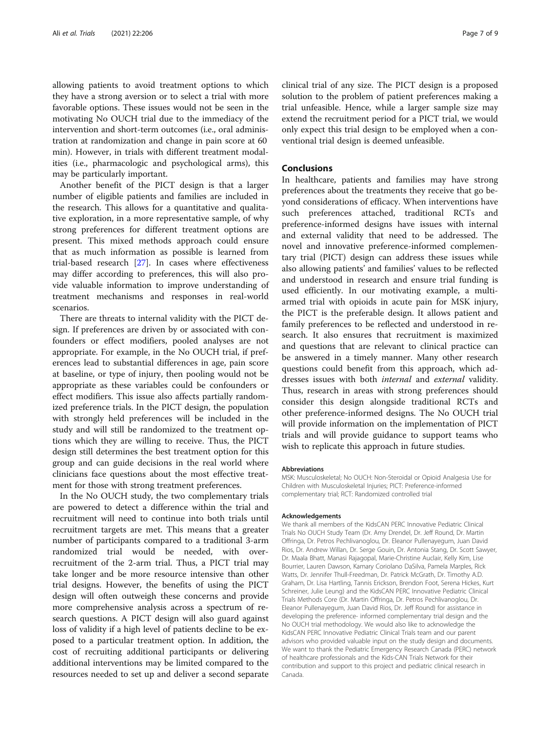allowing patients to avoid treatment options to which they have a strong aversion or to select a trial with more favorable options. These issues would not be seen in the motivating No OUCH trial due to the immediacy of the intervention and short-term outcomes (i.e., oral administration at randomization and change in pain score at 60 min). However, in trials with different treatment modalities (i.e., pharmacologic and psychological arms), this may be particularly important.

Another benefit of the PICT design is that a larger number of eligible patients and families are included in the research. This allows for a quantitative and qualitative exploration, in a more representative sample, of why strong preferences for different treatment options are present. This mixed methods approach could ensure that as much information as possible is learned from trial-based research [27]. In cases where effectiveness may differ according to preferences, this will also provide valuable information to improve understanding of treatment mechanisms and responses in real-world scenarios.

There are threats to internal validity with the PICT design. If preferences are driven by or associated with confounders or effect modifiers, pooled analyses are not appropriate. For example, in the No OUCH trial, if preferences lead to substantial differences in age, pain score at baseline, or type of injury, then pooling would not be appropriate as these variables could be confounders or effect modifiers. This issue also affects partially randomized preference trials. In the PICT design, the population with strongly held preferences will be included in the study and will still be randomized to the treatment options which they are willing to receive. Thus, the PICT design still determines the best treatment option for this group and can guide decisions in the real world where clinicians face questions about the most effective treatment for those with strong treatment preferences.

In the No OUCH study, the two complementary trials are powered to detect a difference within the trial and recruitment will need to continue into both trials until recruitment targets are met. This means that a greater number of participants compared to a traditional 3-arm randomized trial would be needed, with over-recruitment of the 2-arm trial. Thus, a PICT trial may take longer and be more resource intensive than other trial designs. However, the benefits of using the PICT design will often outweigh these concerns and provide more comprehensive analysis across a spectrum of research questions. A PICT design will also guard against loss of validity if a high level of patients decline to be exposed to a particular treatment option. In addition, the cost of recruiting additional participants or delivering additional interventions may be limited compared to the resources needed to set up and deliver a second separate clinical trial of any size. The PICT design is a proposed solution to the problem of patient preferences making a trial unfeasible. Hence, while a larger sample size may extend the recruitment period for a PICT trial, we would only expect this trial design to be employed when a conventional trial design is deemed unfeasible.

## Conclusions

In healthcare, patients and families may have strong preferences about the treatments they receive that go beyond considerations of efficacy. When interventions have such preferences attached, traditional RCTs and preference-informed designs have issues with internal and external validity that need to be addressed. The novel and innovative preference-informed complementary trial (PICT) design can address these issues while also allowing patients' and families' values to be reflected and understood in research and ensure trial funding is used efficiently. In our motivating example, a multi-armed trial with opioids in acute pain for MSK injury, the PICT is the preferable design. It allows patient and family preferences to be reflected and understood in research. It also ensures that recruitment is maximized and questions that are relevant to clinical practice can be answered in a timely manner. Many other research questions could benefit from this approach, which addresses issues with both *internal* and *external* validity. Thus, research in areas with strong preferences should consider this design alongside traditional RCTs and other preference-informed designs. The No OUCH trial will provide information on the implementation of PICT trials and will provide guidance to support teams who wish to replicate this approach in future studies.

### Abbreviations

MSK: Musculoskeletal; No OUCH: Non-Steroidal or Opioid Analgesia Use for Children with Musculoskeletal Injuries; PICT: Preference-informed complementary trial; RCT: Randomized controlled trial

### Acknowledgements

We thank all members of the KidsCAN PERC Innovative Pediatric Clinical Trials No OUCH Study Team (Dr. Amy Drendel, Dr. Jeff Round, Dr. Martin Offringa, Dr. Petros Pechlivanoglou, Dr. Eleanor Pullenayegum, Juan David Rios, Dr. Andrew Willan, Dr. Serge Gouin, Dr. Antonia Stang, Dr. Scott Sawyer, Dr. Maala Bhatt, Manasi Rajagopal, Marie-Christine Auclair, Kelly Kim, Lise Bourrier, Lauren Dawson, Kamary Coriolano DaSilva, Pamela Marples, Rick Watts, Dr. Jennifer Thull-Freedman, Dr. Patrick McGrath, Dr. Timothy A.D. Graham, Dr. Lisa Hartling, Tannis Erickson, Brendon Foot, Serena Hickes, Kurt Schreiner, Julie Leung) and the KidsCAN PERC Innovative Pediatric Clinical Trials Methods Core (Dr. Martin Offringa, Dr. Petros Pechlivanoglou, Dr. Eleanor Pullenayegum, Juan David Rios, Dr. Jeff Round) for assistance in developing the preference- informed complementary trial design and the No OUCH trial methodology. We would also like to acknowledge the KidsCAN PERC Innovative Pediatric Clinical Trials team and our parent advisors who provided valuable input on the study design and documents. We want to thank the Pediatric Emergency Research Canada (PERC) network of healthcare professionals and the Kids-CAN Trials Network for their contribution and support to this project and pediatric clinical research in Canada.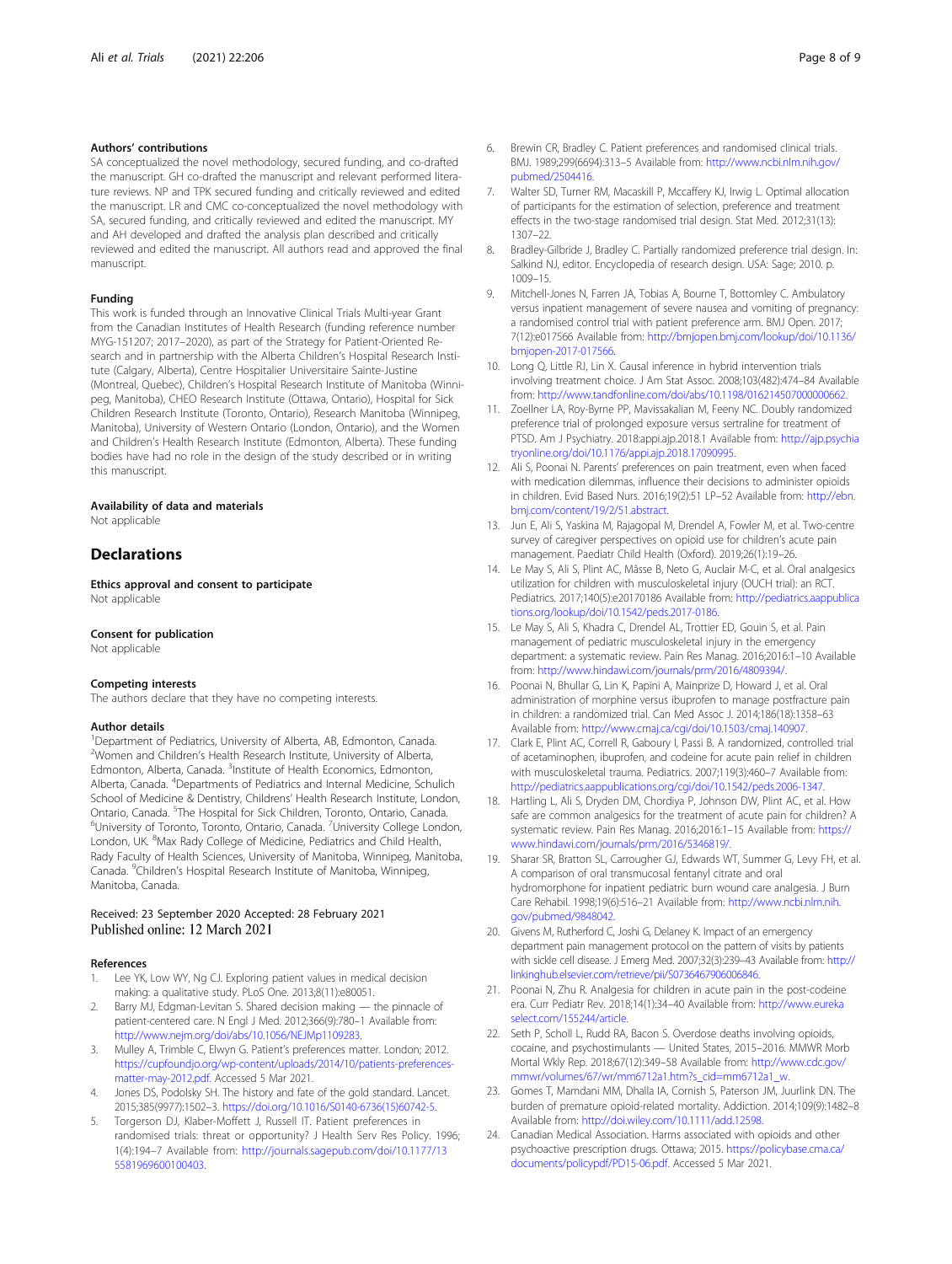### Authors' contributions

SA conceptualized the novel methodology, secured funding, and co-drafted the manuscript. GH co-drafted the manuscript and relevant performed literature reviews. NP and TPK secured funding and critically reviewed and edited the manuscript. LR and CMC co-conceptualized the novel methodology with SA, secured funding, and critically reviewed and edited the manuscript. MY and AH developed and drafted the analysis plan described and critically reviewed and edited the manuscript. All authors read and approved the final manuscript.

### Funding

This work is funded through an Innovative Clinical Trials Multi-year Grant from the Canadian Institutes of Health Research (funding reference number MYG-151207; 2017–2020), as part of the Strategy for Patient-Oriented Research and in partnership with the Alberta Children's Hospital Research Institute (Calgary, Alberta), Centre Hospitalier Universitaire Sainte-Justine (Montreal, Quebec), Children's Hospital Research Institute of Manitoba (Winnipeg, Manitoba), CHEO Research Institute (Ottawa, Ontario), Hospital for Sick Children Research Institute (Toronto, Ontario), Research Manitoba (Winnipeg, Manitoba), University of Western Ontario (London, Ontario), and the Women and Children's Health Research Institute (Edmonton, Alberta). These funding bodies have had no role in the design of the study described or in writing this manuscript.

### Availability of data and materials

Not applicable

## Declarations

### Ethics approval and consent to participate

Not applicable

### Consent for publication

Not applicable

### Competing interests

The authors declare that they have no competing interests.

### Author details

[1]Department of Pediatrics, University of Alberta, AB, Edmonton, Canada. [2]Women and Children's Health Research Institute, University of Alberta, Edmonton, Alberta, Canada. [3]Institute of Health Economics, Edmonton, Alberta, Canada. [4]Departments of Pediatrics and Internal Medicine, Schulich School of Medicine & Dentistry, Childrens' Health Research Institute, London, Ontario, Canada. [5]The Hospital for Sick Children, Toronto, Ontario, Canada. [6]University of Toronto, Toronto, Ontario, Canada. [7]University College London, London, UK. [8]Max Rady College of Medicine, Pediatrics and Child Health, Rady Faculty of Health Sciences, University of Manitoba, Winnipeg, Manitoba, Canada. [9]Children's Hospital Research Institute of Manitoba, Winnipeg, Manitoba, Canada.

Received: 23 September 2020 Accepted: 28 February 2021
Published online: 12 March 2021

### References

1. Lee YK, Low WY, Ng CJ. Exploring patient values in medical decision making: a qualitative study. PLoS One. 2013;8(11):e80051.
2. Barry MJ, Edgman-Levitan S. Shared decision making — the pinnacle of patient-centered care. N Engl J Med. 2012;366(9):780–1 Available from: http://www.nejm.org/doi/abs/10.1056/NEJMp1109283.
3. Mulley A, Trimble C, Elwyn G. Patient's preferences matter. London; 2012. https://cupfoundjo.org/wp-content/uploads/2014/10/patients-preferences-matter-may-2012.pdf. Accessed 5 Mar 2021.
4. Jones DS, Podolsky SH. The history and fate of the gold standard. Lancet. 2015;385(9977):1502–3. https://doi.org/10.1016/S0140-6736(15)60742-5.
5. Torgerson DJ, Klaber-Moffett J, Russell IT. Patient preferences in randomised trials: threat or opportunity? J Health Serv Res Policy. 1996; 1(4):194–7 Available from: http://journals.sagepub.com/doi/10.1177/135581969600100403.
6. Brewin CR, Bradley C. Patient preferences and randomised clinical trials. BMJ. 1989;299(6694):313–5 Available from: http://www.ncbi.nlm.nih.gov/pubmed/2504416.
7. Walter SD, Turner RM, Macaskill P, Mccaffery KJ, Irwig L. Optimal allocation of participants for the estimation of selection, preference and treatment effects in the two-stage randomised trial design. Stat Med. 2012;31(13): 1307–22.
8. Bradley-Gilbride J, Bradley C. Partially randomized preference trial design. In: Salkind NJ, editor. Encyclopedia of research design. USA: Sage; 2010. p. 1009–15.
9. Mitchell-Jones N, Farren JA, Tobias A, Bourne T, Bottomley C. Ambulatory versus inpatient management of severe nausea and vomiting of pregnancy: a randomised control trial with patient preference arm. BMJ Open. 2017; 7(12):e017566 Available from: http://bmjopen.bmj.com/lookup/doi/10.1136/bmjopen-2017-017566.
10. Long Q, Little RJ, Lin X. Causal inference in hybrid intervention trials involving treatment choice. J Am Stat Assoc. 2008;103(482):474–84 Available from: http://www.tandfonline.com/doi/abs/10.1198/016214507000000662.
11. Zoellner LA, Roy-Byrne PP, Mavissakalian M, Feeny NC. Doubly randomized preference trial of prolonged exposure versus sertraline for treatment of PTSD. Am J Psychiatry. 2018:appi.ajp.2018.1 Available from: http://ajp.psychiatryonline.org/doi/10.1176/appi.ajp.2018.17090995.
12. Ali S, Poonai N. Parents' preferences on pain treatment, even when faced with medication dilemmas, influence their decisions to administer opioids in children. Evid Based Nurs. 2016;19(2):51 LP–52 Available from: http://ebn.bmj.com/content/19/2/51.abstract.
13. Jun E, Ali S, Yaskina M, Rajagopal M, Drendel A, Fowler M, et al. Two-centre survey of caregiver perspectives on opioid use for children's acute pain management. Paediatr Child Health (Oxford). 2019;26(1):19–26.
14. Le May S, Ali S, Plint AC, Mâsse B, Neto G, Auclair M-C, et al. Oral analgesics utilization for children with musculoskeletal injury (OUCH trial): an RCT. Pediatrics. 2017;140(5):e20170186 Available from: http://pediatrics.aappublications.org/lookup/doi/10.1542/peds.2017-0186.
15. Le May S, Ali S, Khadra C, Drendel AL, Trottier ED, Gouin S, et al. Pain management of pediatric musculoskeletal injury in the emergency department: a systematic review. Pain Res Manag. 2016;2016:1–10 Available from: http://www.hindawi.com/journals/prm/2016/4809394/.
16. Poonai N, Bhullar G, Lin K, Papini A, Mainprize D, Howard J, et al. Oral administration of morphine versus ibuprofen to manage postfracture pain in children: a randomized trial. Can Med Assoc J. 2014;186(18):1358–63 Available from: http://www.cmaj.ca/cgi/doi/10.1503/cmaj.140907.
17. Clark E, Plint AC, Correll R, Gaboury I, Passi B. A randomized, controlled trial of acetaminophen, ibuprofen, and codeine for acute pain relief in children with musculoskeletal trauma. Pediatrics. 2007;119(3):460–7 Available from: http://pediatrics.aappublications.org/cgi/doi/10.1542/peds.2006-1347.
18. Hartling L, Ali S, Dryden DM, Chordiya P, Johnson DW, Plint AC, et al. How safe are common analgesics for the treatment of acute pain for children? A systematic review. Pain Res Manag. 2016;2016:1–15 Available from: https://www.hindawi.com/journals/prm/2016/5346819/.
19. Sharar SR, Bratton SL, Carrougher GJ, Edwards WT, Summer G, Levy FH, et al. A comparison of oral transmucosal fentanyl citrate and oral hydromorphone for inpatient pediatric burn wound care analgesia. J Burn Care Rehabil. 1998;19(6):516–21 Available from: http://www.ncbi.nlm.nih.gov/pubmed/9848042.
20. Givens M, Rutherford C, Joshi G, Delaney K. Impact of an emergency department pain management protocol on the pattern of visits by patients with sickle cell disease. J Emerg Med. 2007;32(3):239–43 Available from: http://linkinghub.elsevier.com/retrieve/pii/S0736467906006846.
21. Poonai N, Zhu R. Analgesia for children in acute pain in the post-codeine era. Curr Pediatr Rev. 2018;14(1):34–40 Available from: http://www.eurekaselect.com/155244/article.
22. Seth P, Scholl L, Rudd RA, Bacon S. Overdose deaths involving opioids, cocaine, and psychostimulants — United States, 2015–2016. MMWR Morb Mortal Wkly Rep. 2018;67(12):349–58 Available from: http://www.cdc.gov/mmwr/volumes/67/wr/mm6712a1.htm?s_cid=mm6712a1_w.
23. Gomes T, Mamdani MM, Dhalla IA, Cornish S, Paterson JM, Juurlink DN. The burden of premature opioid-related mortality. Addiction. 2014;109(9):1482–8 Available from: http://doi.wiley.com/10.1111/add.12598.
24. Canadian Medical Association. Harms associated with opioids and other psychoactive prescription drugs. Ottawa; 2015. https://policybase.cma.ca/documents/policypdf/PD15-06.pdf. Accessed 5 Mar 2021.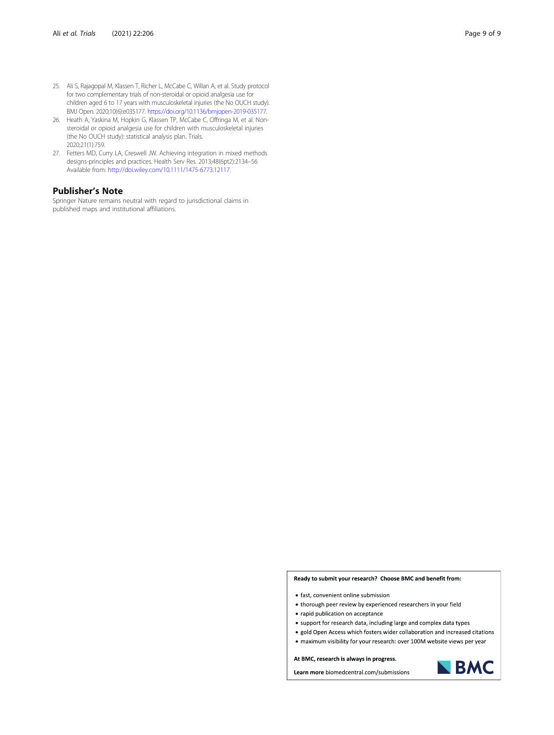25. Ali S, Rajagopal M, Klassen T, Richer L, McCabe C, Willan A, et al. Study protocol for two complementary trials of non-steroidal or opioid analgesia use for children aged 6 to 17 years with musculoskeletal injuries (the No OUCH study). BMJ Open. 2020;10(6):e035177. https://doi.org/10.1136/bmjopen-2019-035177.
26. Heath A, Yaskina M, Hopkin G, Klassen TP, McCabe C, Offringa M, et al. Non-steroidal or opioid analgesia use for children with musculoskeletal injuries (the No OUCH study): statistical analysis plan. Trials. 2020;21(1):759.
27. Fetters MD, Curry LA, Creswell JW. Achieving integration in mixed methods designs-principles and practices. Health Serv Res. 2013;48(6pt2):2134–56 Available from: http://doi.wiley.com/10.1111/1475-6773.12117.

## Publisher's Note

Springer Nature remains neutral with regard to jurisdictional claims in published maps and institutional affiliations.

**Ready to submit your research? Choose BMC and benefit from:**

- fast, convenient online submission
- thorough peer review by experienced researchers in your field
- rapid publication on acceptance
- support for research data, including large and complex data types
- gold Open Access which fosters wider collaboration and increased citations
- maximum visibility for your research: over 100M website views per year

**At BMC, research is always in progress.**

**Learn more** biomedcentral.com/submissions

BMC